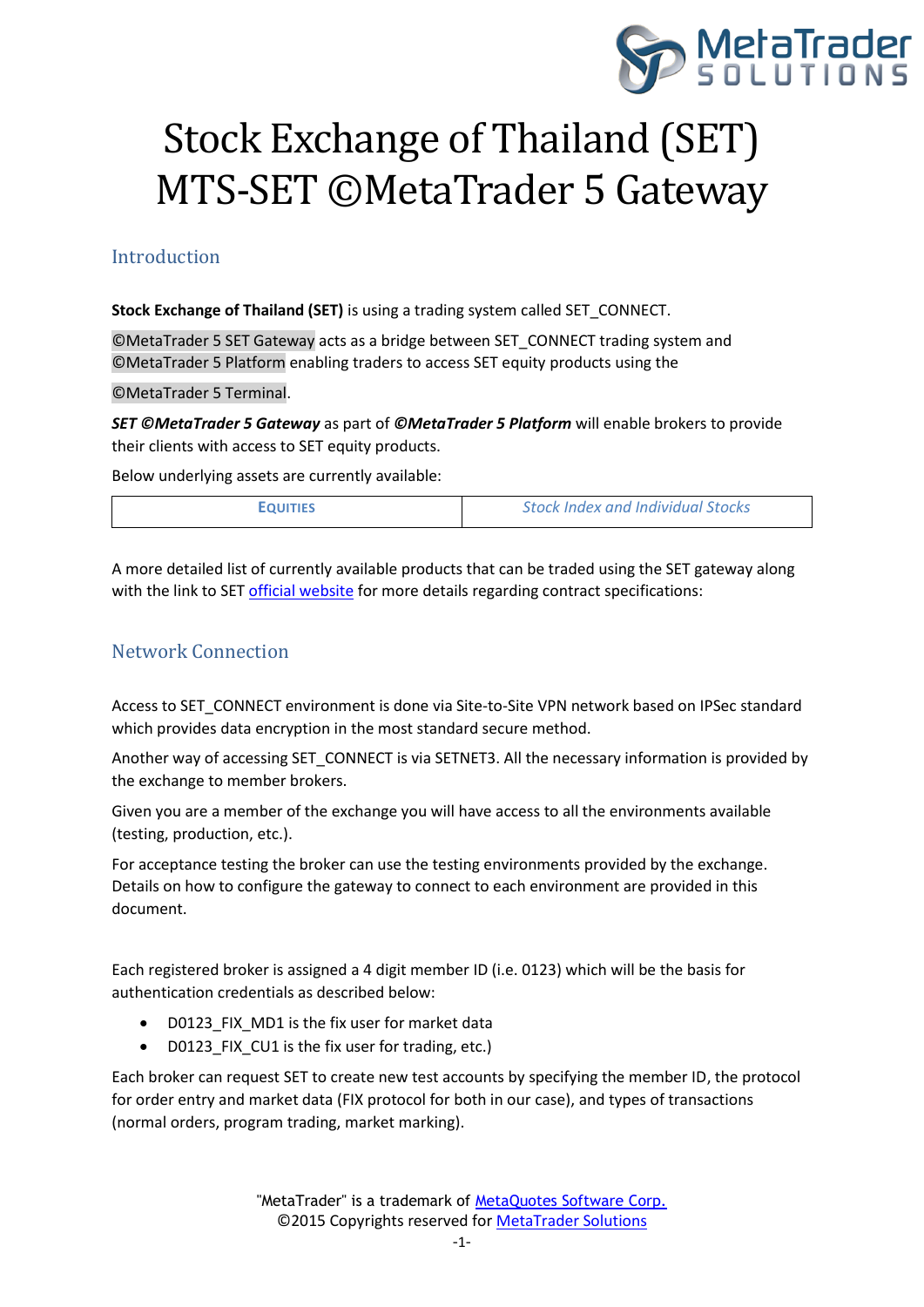# Stock Exchange of Thailand (SET) MTS-SET ©MetaTrader 5 Gateway

## Introduction

**Stock Exchange of Thailand (SET)** is using a trading system called SET_CONNECT.

©MetaTrader 5 SET Gateway acts as a bridge between SET_CONNECT trading system and ©MetaTrader 5 Platform enabling traders to access SET equity products using the

©MetaTrader 5 Terminal.

***SET ©MetaTrader 5 Gateway*** as part of ***©MetaTrader 5 Platform*** will enable brokers to provide their clients with access to SET equity products.

Below underlying assets are currently available:

| EQUITIES | *Stock Index and Individual Stocks* |
| --- | --- |

A more detailed list of currently available products that can be traded using the SET gateway along with the link to SET official website for more details regarding contract specifications:

## Network Connection

Access to SET_CONNECT environment is done via Site-to-Site VPN network based on IPSec standard which provides data encryption in the most standard secure method.

Another way of accessing SET_CONNECT is via SETNET3. All the necessary information is provided by the exchange to member brokers.

Given you are a member of the exchange you will have access to all the environments available (testing, production, etc.).

For acceptance testing the broker can use the testing environments provided by the exchange. Details on how to configure the gateway to connect to each environment are provided in this document.

Each registered broker is assigned a 4 digit member ID (i.e. 0123) which will be the basis for authentication credentials as described below:

- D0123_FIX_MD1 is the fix user for market data
- D0123_FIX_CU1 is the fix user for trading, etc.)

Each broker can request SET to create new test accounts by specifying the member ID, the protocol for order entry and market data (FIX protocol for both in our case), and types of transactions (normal orders, program trading, market marking).

"MetaTrader" is a trademark of MetaQuotes Software Corp.
©2015 Copyrights reserved for MetaTrader Solutions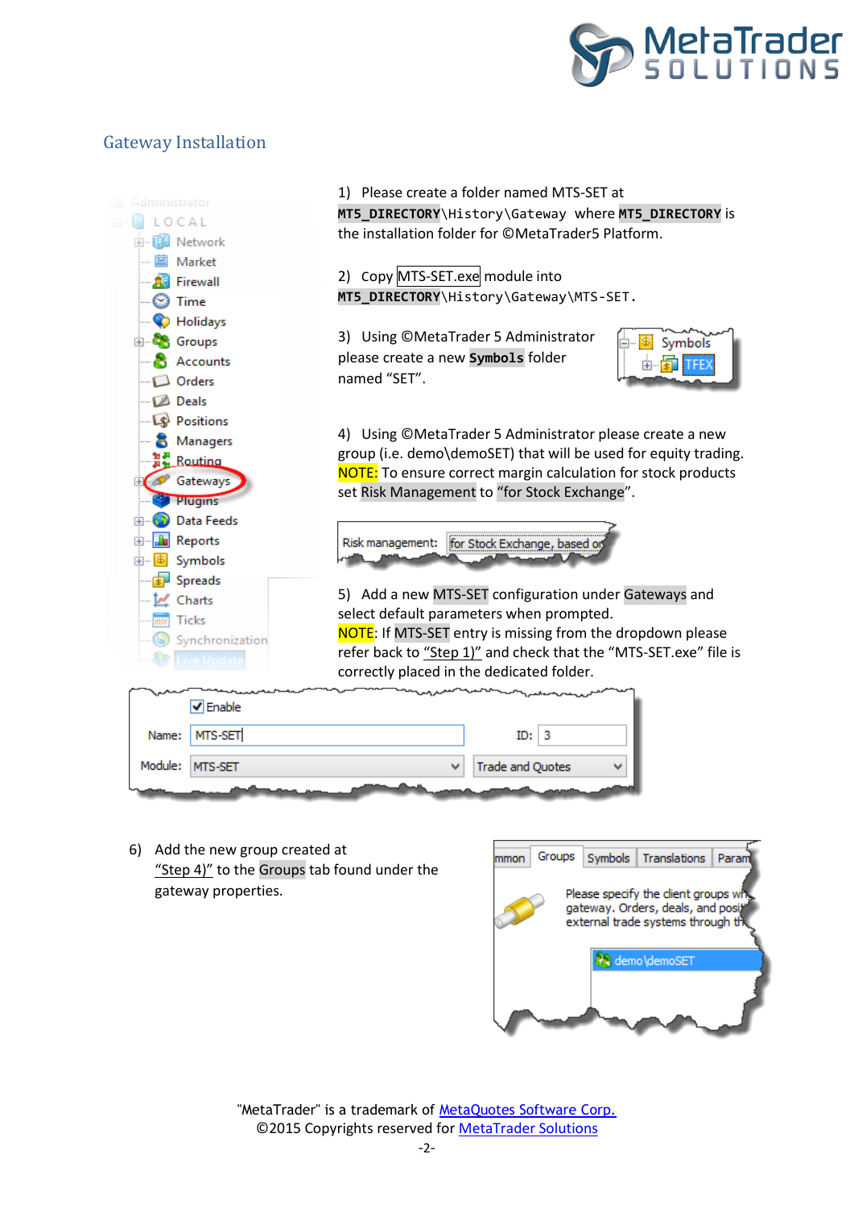## Gateway Installation

1) Please create a folder named MTS-SET at `MT5_DIRECTORY\History\Gateway` where `MT5_DIRECTORY` is the installation folder for ©MetaTrader5 Platform.

2) Copy MTS-SET.exe module into `MT5_DIRECTORY\History\Gateway\MTS-SET`.

3) Using ©MetaTrader 5 Administrator please create a new **Symbols** folder named "SET".

4) Using ©MetaTrader 5 Administrator please create a new group (i.e. demo\demoSET) that will be used for equity trading. NOTE: To ensure correct margin calculation for stock products set Risk Management to "for Stock Exchange".

5) Add a new MTS-SET configuration under Gateways and select default parameters when prompted.
NOTE: If MTS-SET entry is missing from the dropdown please refer back to "Step 1)" and check that the "MTS-SET.exe" file is correctly placed in the dedicated folder.

6) Add the new group created at "Step 4)" to the Groups tab found under the gateway properties.

"MetaTrader" is a trademark of MetaQuotes Software Corp.
©2015 Copyrights reserved for MetaTrader Solutions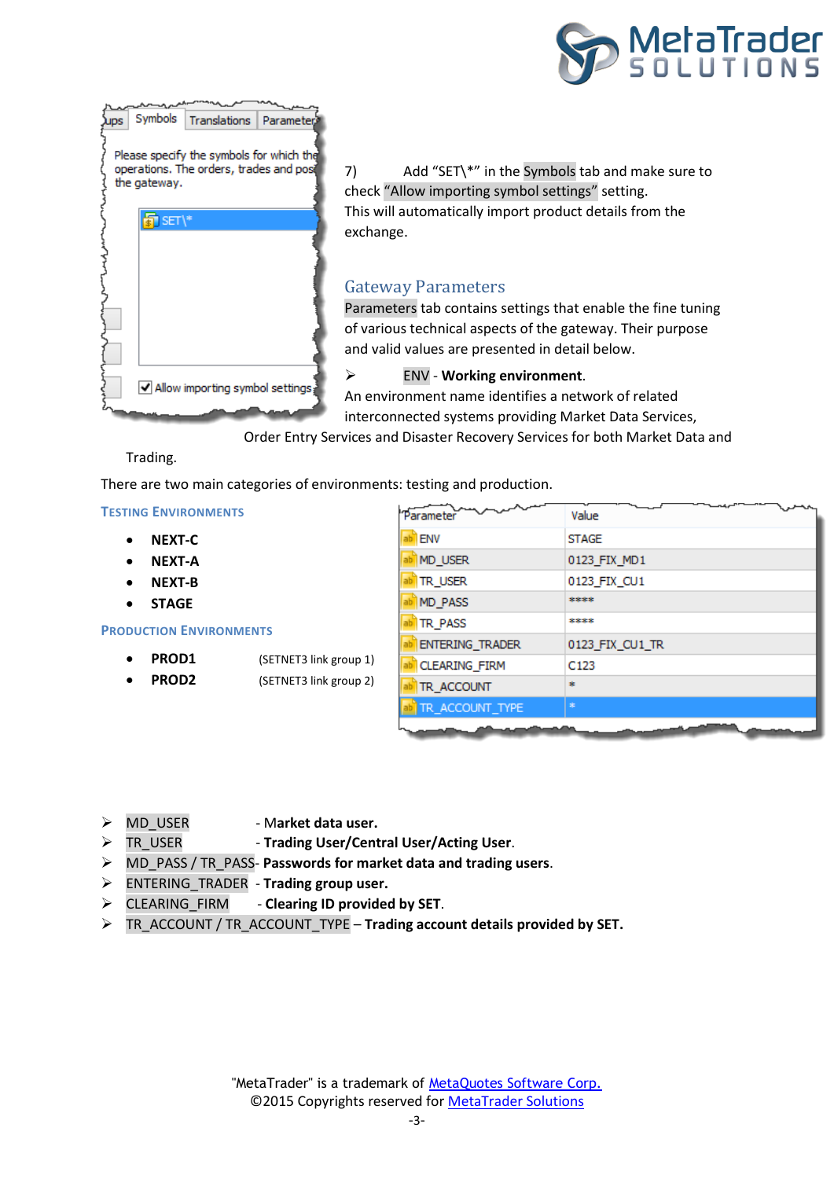7) Add “SET\*” in the Symbols tab and make sure to check “Allow importing symbol settings” setting. This will automatically import product details from the exchange.

## Gateway Parameters

Parameters tab contains settings that enable the fine tuning of various technical aspects of the gateway. Their purpose and valid values are presented in detail below.

- ENV - **Working environment**.

An environment name identifies a network of related interconnected systems providing Market Data Services, Order Entry Services and Disaster Recovery Services for both Market Data and Trading.

There are two main categories of environments: testing and production.

### Testing Environments

- **NEXT-C**
- **NEXT-A**
- **NEXT-B**
- **STAGE**

### Production Environments

- **PROD1** (SETNET3 link group 1)
- **PROD2** (SETNET3 link group 2)

| Parameter | Value |
|---|---|
| ENV | STAGE |
| MD_USER | 0123_FIX_MD1 |
| TR_USER | 0123_FIX_CU1 |
| MD_PASS | **** |
| TR_PASS | **** |
| ENTERING_TRADER | 0123_FIX_CU1_TR |
| CLEARING_FIRM | C123 |
| TR_ACCOUNT | * |
| TR_ACCOUNT_TYPE | * |

- MD_USER - **Market data user.**
- TR_USER - **Trading User/Central User/Acting User**.
- MD_PASS / TR_PASS- **Passwords for market data and trading users**.
- ENTERING_TRADER - **Trading group user.**
- CLEARING_FIRM - **Clearing ID provided by SET**.
- TR_ACCOUNT / TR_ACCOUNT_TYPE – **Trading account details provided by SET.**

"MetaTrader" is a trademark of MetaQuotes Software Corp.
©2015 Copyrights reserved for MetaTrader Solutions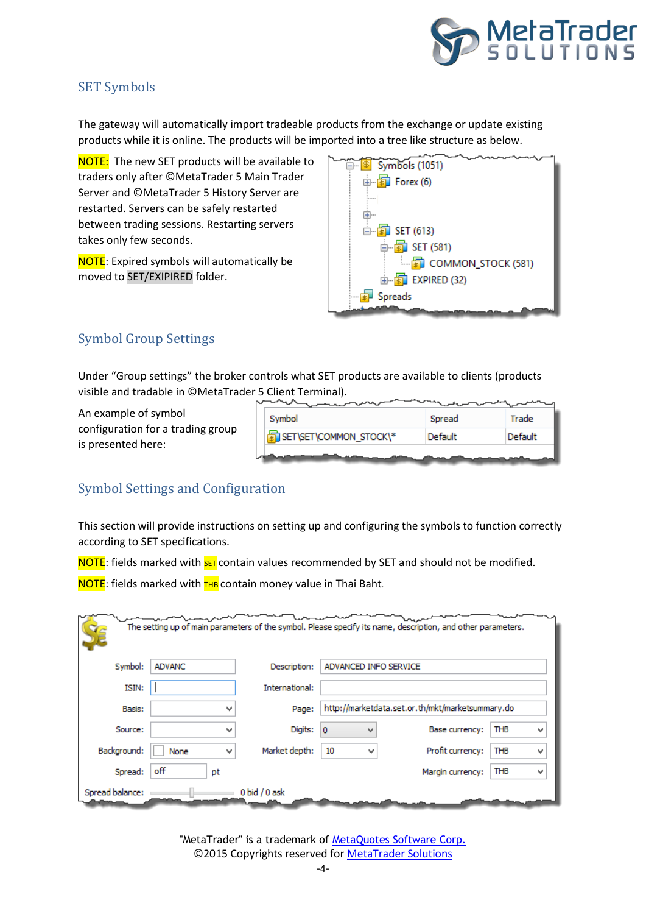## SET Symbols

The gateway will automatically import tradeable products from the exchange or update existing products while it is online. The products will be imported into a tree like structure as below.

NOTE: The new SET products will be available to traders only after ©MetaTrader 5 Main Trader Server and ©MetaTrader 5 History Server are restarted. Servers can be safely restarted between trading sessions. Restarting servers takes only few seconds.

NOTE: Expired symbols will automatically be moved to SET/EXPIRED folder.

- Symbols (1051)
  - Forex (6)
  - SET (613)
    - SET (581)
      - COMMON_STOCK (581)
    - EXPIRED (32)
  - Spreads

## Symbol Group Settings

Under "Group settings" the broker controls what SET products are available to clients (products visible and tradable in ©MetaTrader 5 Client Terminal).

An example of symbol configuration for a trading group is presented here:

| Symbol | Spread | Trade |
|---|---|---|
| SET\SET\COMMON_STOCK\* | Default | Default |

## Symbol Settings and Configuration

This section will provide instructions on setting up and configuring the symbols to function correctly according to SET specifications.

NOTE: fields marked with SET contain values recommended by SET and should not be modified.

NOTE: fields marked with THB contain money value in Thai Baht.

The setting up of main parameters of the symbol. Please specify its name, description, and other parameters.

| Field | Value | Field | Value | Field | Value |
|---|---|---|---|---|---|
| Symbol: | ADVANC | Description: | ADVANCED INFO SERVICE | | |
| ISIN: | | International: | | | |
| Basis: | | Page: | http://marketdata.set.or.th/mkt/marketsummary.do | | |
| Source: | | Digits: | 0 | Base currency: | THB |
| Background: | None | Market depth: | 10 | Profit currency: | THB |
| Spread: | off pt | | | Margin currency: | THB |
| Spread balance: | 0 bid / 0 ask | | | | |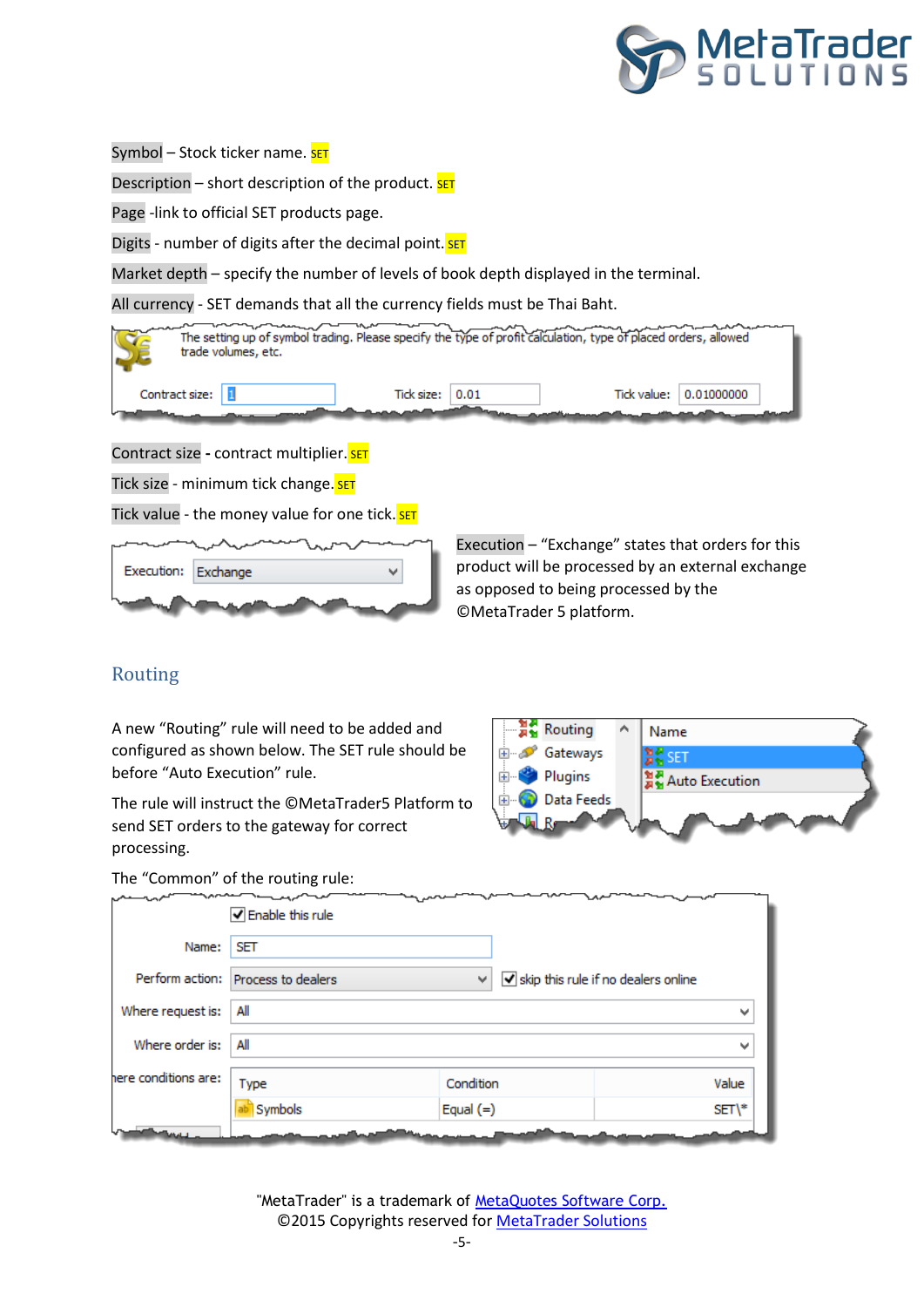Symbol – Stock ticker name. SET

Description – short description of the product. SET

Page -link to official SET products page.

Digits - number of digits after the decimal point. SET

Market depth – specify the number of levels of book depth displayed in the terminal.

All currency - SET demands that all the currency fields must be Thai Baht.

The setting up of symbol trading. Please specify the type of profit calculation, type of placed orders, allowed trade volumes, etc.

Contract size: 1 Tick size: 0.01 Tick value: 0.01000000

Contract size - contract multiplier. SET

Tick size - minimum tick change. SET

Tick value - the money value for one tick. SET

Execution: Exchange

Execution – “Exchange” states that orders for this product will be processed by an external exchange as opposed to being processed by the ©MetaTrader 5 platform.

## Routing

A new “Routing” rule will need to be added and configured as shown below. The SET rule should be before “Auto Execution” rule.

The rule will instruct the ©MetaTrader5 Platform to send SET orders to the gateway for correct processing.

Routing | Gateways | Plugins | Data Feeds

Name: SET, Auto Execution

The “Common” of the routing rule:

Enable this rule

Name: SET

Perform action: Process to dealers — skip this rule if no dealers online

Where request is: All

Where order is: All

Where conditions are:

| Type | Condition | Value |
| --- | --- | --- |
| Symbols | Equal (=) | SET\* |

"MetaTrader" is a trademark of MetaQuotes Software Corp.
©2015 Copyrights reserved for MetaTrader Solutions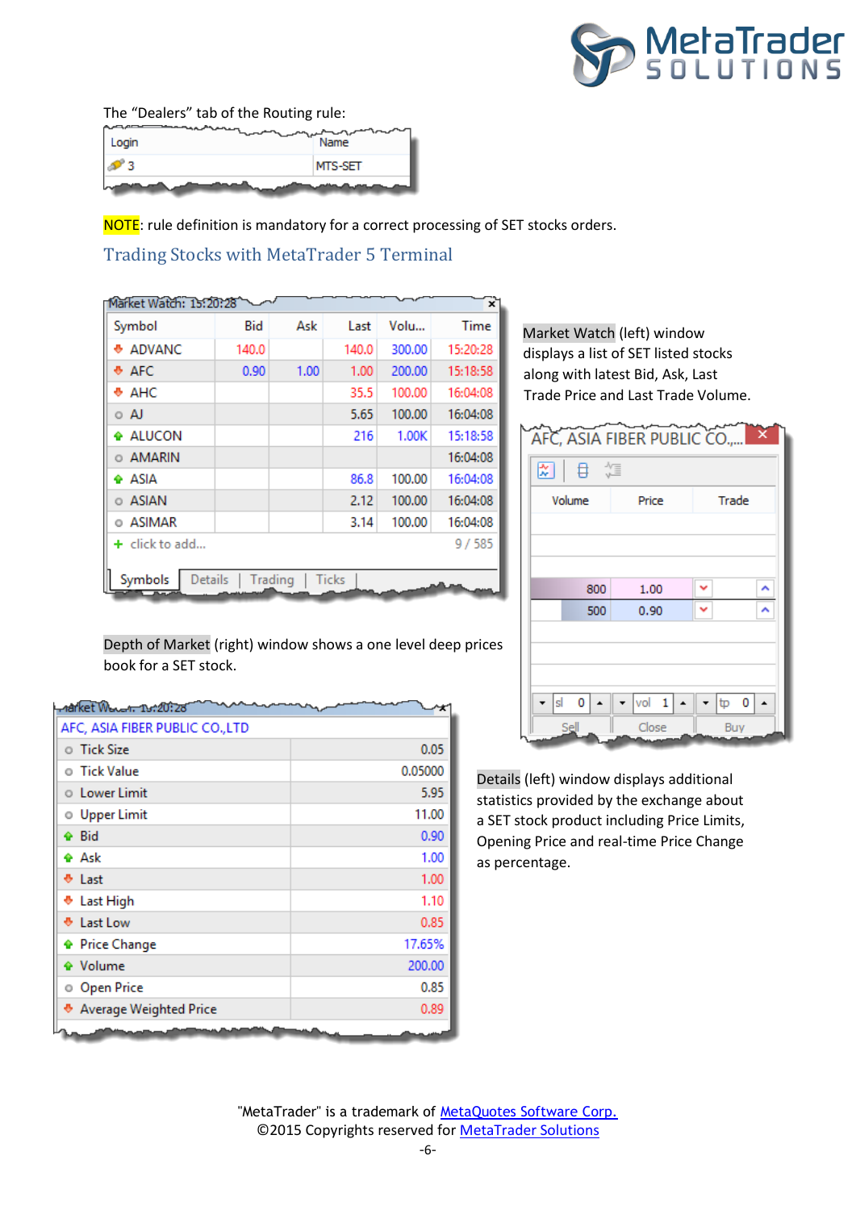The “Dealers” tab of the Routing rule:

| Login | Name |
|---|---|
| 3 | MTS-SET |

NOTE: rule definition is mandatory for a correct processing of SET stocks orders.

## Trading Stocks with MetaTrader 5 Terminal

Market Watch: 15:20:28

| Symbol | Bid | Ask | Last | Volu... | Time |
|---|---|---|---|---|---|
| ADVANC | 140.0 | | 140.0 | 300.00 | 15:20:28 |
| AFC | 0.90 | 1.00 | 1.00 | 200.00 | 15:18:58 |
| AHC | | | 35.5 | 100.00 | 16:04:08 |
| AJ | | | 5.65 | 100.00 | 16:04:08 |
| ALUCON | | | 216 | 1.00K | 15:18:58 |
| AMARIN | | | | | 16:04:08 |
| ASIA | | | 86.8 | 100.00 | 16:04:08 |
| ASIAN | | | 2.12 | 100.00 | 16:04:08 |
| ASIMAR | | | 3.14 | 100.00 | 16:04:08 |
| click to add... | | | | | 9 / 585 |

Symbols | Details | Trading | Ticks

Market Watch (left) window displays a list of SET listed stocks along with latest Bid, Ask, Last Trade Price and Last Trade Volume.

AFC, ASIA FIBER PUBLIC CO.,...

| Volume | Price | Trade |
|---|---|---|
| 800 | 1.00 | |
| 500 | 0.90 | |

sl 0 | vol 1 | tp 0

Sell | Close | Buy

Depth of Market (right) window shows a one level deep prices book for a SET stock.

Market Watch: 15:20:28

AFC, ASIA FIBER PUBLIC CO.,LTD

| | |
|---|---|
| Tick Size | 0.05 |
| Tick Value | 0.05000 |
| Lower Limit | 5.95 |
| Upper Limit | 11.00 |
| Bid | 0.90 |
| Ask | 1.00 |
| Last | 1.00 |
| Last High | 1.10 |
| Last Low | 0.85 |
| Price Change | 17.65% |
| Volume | 200.00 |
| Open Price | 0.85 |
| Average Weighted Price | 0.89 |

Details (left) window displays additional statistics provided by the exchange about a SET stock product including Price Limits, Opening Price and real-time Price Change as percentage.

"MetaTrader" is a trademark of MetaQuotes Software Corp.
©2015 Copyrights reserved for MetaTrader Solutions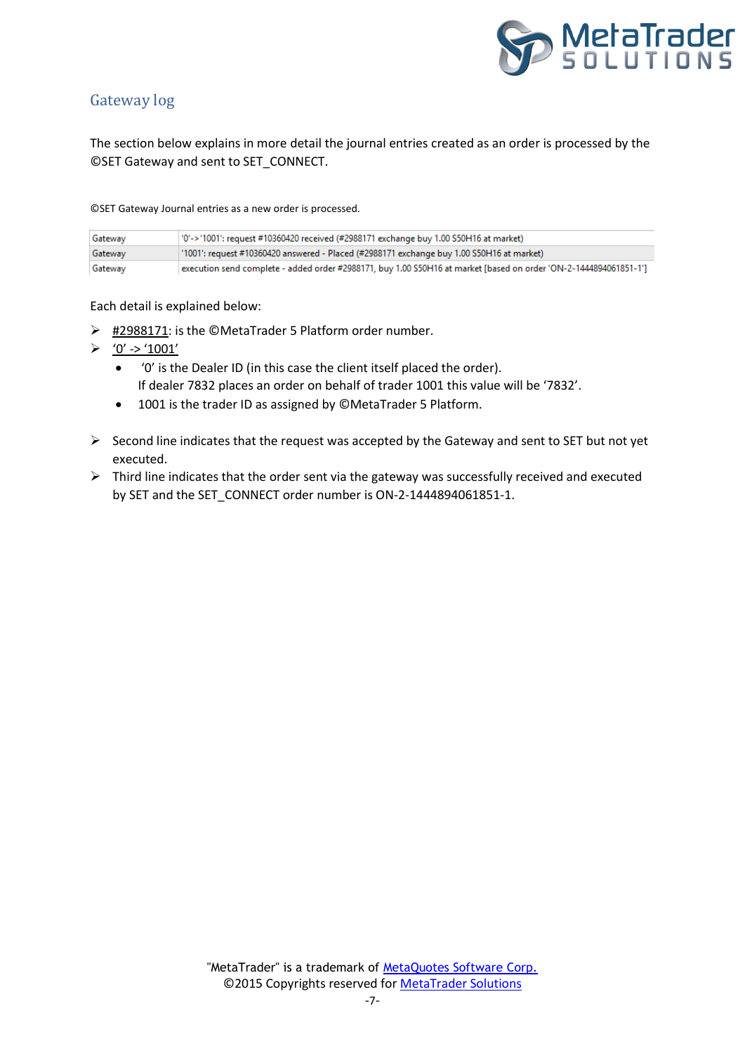## Gateway log

The section below explains in more detail the journal entries created as an order is processed by the ©SET Gateway and sent to SET_CONNECT.

©SET Gateway Journal entries as a new order is processed.

| | |
|---|---|
| Gateway | '0'->'1001': request #10360420 received (#2988171 exchange buy 1.00 S50H16 at market) |
| Gateway | '1001': request #10360420 answered - Placed (#2988171 exchange buy 1.00 S50H16 at market) |
| Gateway | execution send complete - added order #2988171, buy 1.00 S50H16 at market [based on order 'ON-2-1444894061851-1'] |

Each detail is explained below:

- #2988171: is the ©MetaTrader 5 Platform order number.
- '0' -> '1001'
  - '0' is the Dealer ID (in this case the client itself placed the order).
    If dealer 7832 places an order on behalf of trader 1001 this value will be '7832'.
  - 1001 is the trader ID as assigned by ©MetaTrader 5 Platform.

- Second line indicates that the request was accepted by the Gateway and sent to SET but not yet executed.
- Third line indicates that the order sent via the gateway was successfully received and executed by SET and the SET_CONNECT order number is ON-2-1444894061851-1.

"MetaTrader" is a trademark of MetaQuotes Software Corp.
©2015 Copyrights reserved for MetaTrader Solutions